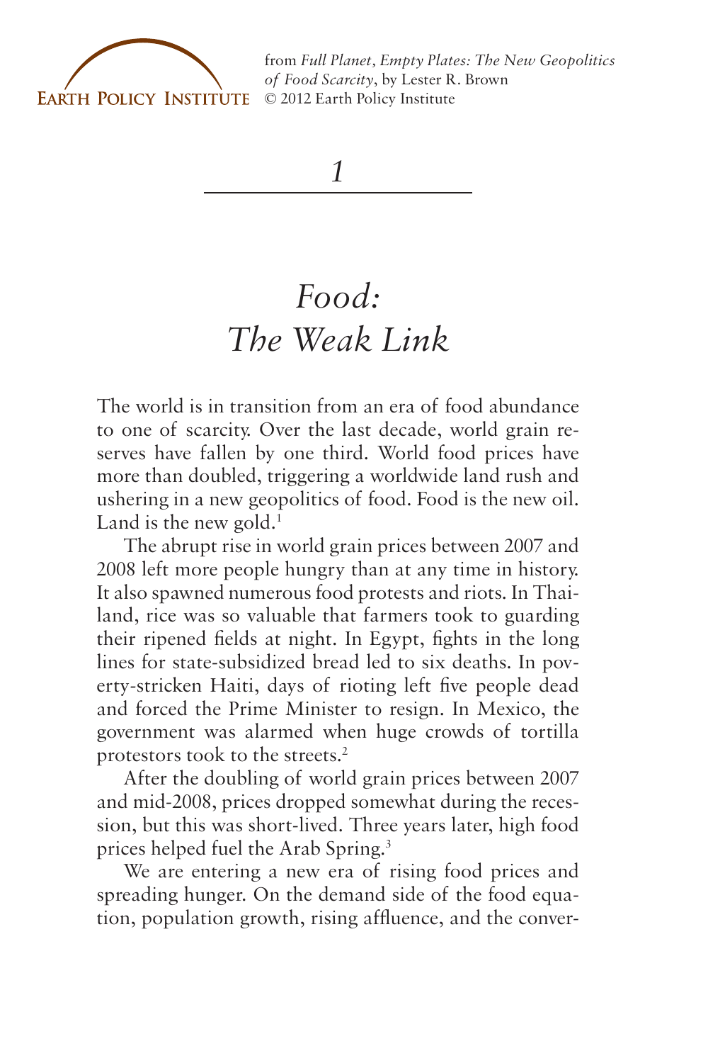from *Full Planet, Empty Plates: The New Geopolitics of Food Scarcity*, by Lester R. Brown
© 2012 Earth Policy Institute

# 1

# *Food: The Weak Link*

The world is in transition from an era of food abundance to one of scarcity. Over the last decade, world grain reserves have fallen by one third. World food prices have more than doubled, triggering a worldwide land rush and ushering in a new geopolitics of food. Food is the new oil. Land is the new gold.[1]

The abrupt rise in world grain prices between 2007 and 2008 left more people hungry than at any time in history. It also spawned numerous food protests and riots. In Thailand, rice was so valuable that farmers took to guarding their ripened fields at night. In Egypt, fights in the long lines for state-subsidized bread led to six deaths. In poverty-stricken Haiti, days of rioting left five people dead and forced the Prime Minister to resign. In Mexico, the government was alarmed when huge crowds of tortilla protestors took to the streets.[2]

After the doubling of world grain prices between 2007 and mid-2008, prices dropped somewhat during the recession, but this was short-lived. Three years later, high food prices helped fuel the Arab Spring.[3]

We are entering a new era of rising food prices and spreading hunger. On the demand side of the food equation, population growth, rising affluence, and the conver-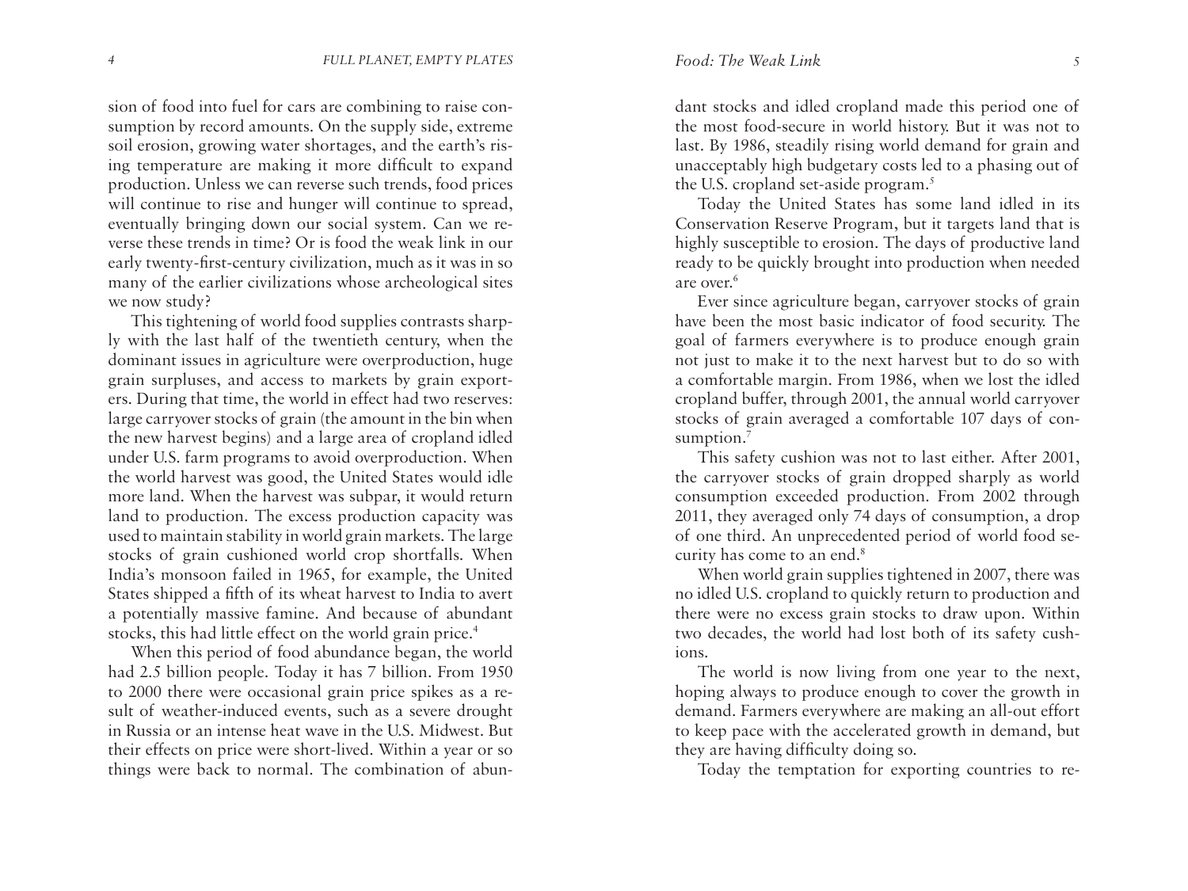sion of food into fuel for cars are combining to raise consumption by record amounts. On the supply side, extreme soil erosion, growing water shortages, and the earth's rising temperature are making it more difficult to expand production. Unless we can reverse such trends, food prices will continue to rise and hunger will continue to spread, eventually bringing down our social system. Can we reverse these trends in time? Or is food the weak link in our early twenty-first-century civilization, much as it was in so many of the earlier civilizations whose archeological sites we now study?

This tightening of world food supplies contrasts sharply with the last half of the twentieth century, when the dominant issues in agriculture were overproduction, huge grain surpluses, and access to markets by grain exporters. During that time, the world in effect had two reserves: large carryover stocks of grain (the amount in the bin when the new harvest begins) and a large area of cropland idled under U.S. farm programs to avoid overproduction. When the world harvest was good, the United States would idle more land. When the harvest was subpar, it would return land to production. The excess production capacity was used to maintain stability in world grain markets. The large stocks of grain cushioned world crop shortfalls. When India's monsoon failed in 1965, for example, the United States shipped a fifth of its wheat harvest to India to avert a potentially massive famine. And because of abundant stocks, this had little effect on the world grain price.[4]

When this period of food abundance began, the world had 2.5 billion people. Today it has 7 billion. From 1950 to 2000 there were occasional grain price spikes as a result of weather-induced events, such as a severe drought in Russia or an intense heat wave in the U.S. Midwest. But their effects on price were short-lived. Within a year or so things were back to normal. The combination of abundant stocks and idled cropland made this period one of the most food-secure in world history. But it was not to last. By 1986, steadily rising world demand for grain and unacceptably high budgetary costs led to a phasing out of the U.S. cropland set-aside program.[5]

Today the United States has some land idled in its Conservation Reserve Program, but it targets land that is highly susceptible to erosion. The days of productive land ready to be quickly brought into production when needed are over.[6]

Ever since agriculture began, carryover stocks of grain have been the most basic indicator of food security. The goal of farmers everywhere is to produce enough grain not just to make it to the next harvest but to do so with a comfortable margin. From 1986, when we lost the idled cropland buffer, through 2001, the annual world carryover stocks of grain averaged a comfortable 107 days of consumption.[7]

This safety cushion was not to last either. After 2001, the carryover stocks of grain dropped sharply as world consumption exceeded production. From 2002 through 2011, they averaged only 74 days of consumption, a drop of one third. An unprecedented period of world food security has come to an end.[8]

When world grain supplies tightened in 2007, there was no idled U.S. cropland to quickly return to production and there were no excess grain stocks to draw upon. Within two decades, the world had lost both of its safety cushions.

The world is now living from one year to the next, hoping always to produce enough to cover the growth in demand. Farmers everywhere are making an all-out effort to keep pace with the accelerated growth in demand, but they are having difficulty doing so.

Today the temptation for exporting countries to re-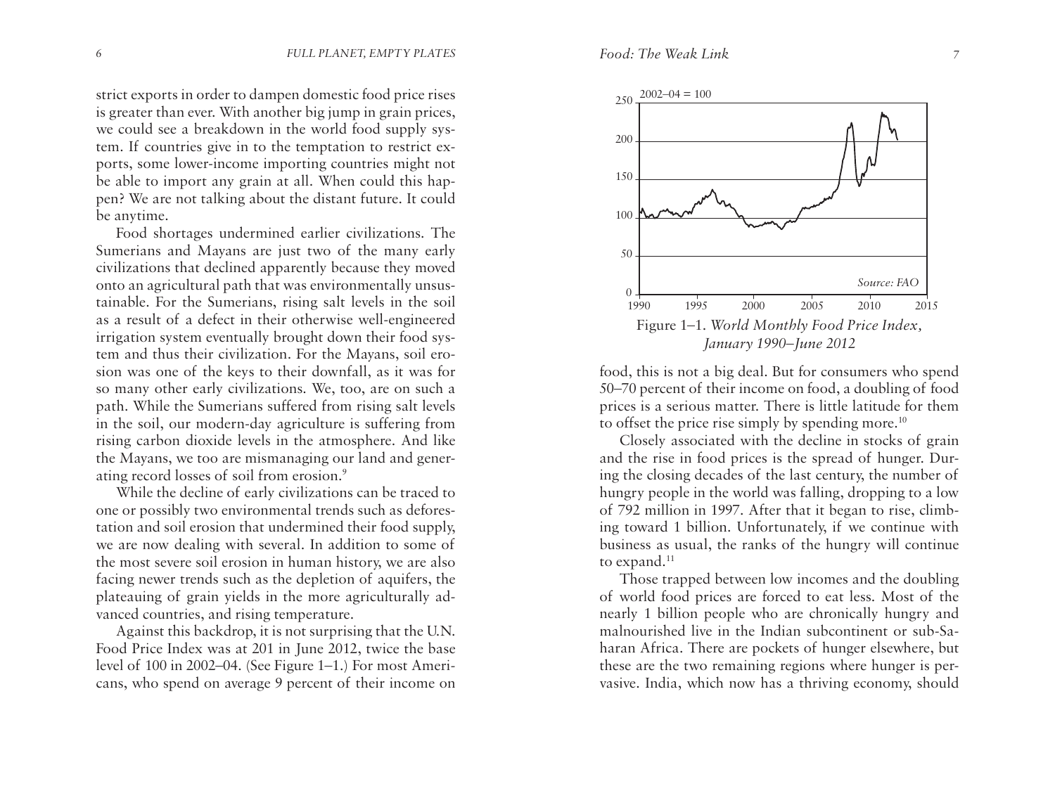strict exports in order to dampen domestic food price rises is greater than ever. With another big jump in grain prices, we could see a breakdown in the world food supply system. If countries give in to the temptation to restrict exports, some lower-income importing countries might not be able to import any grain at all. When could this happen? We are not talking about the distant future. It could be anytime.

Food shortages undermined earlier civilizations. The Sumerians and Mayans are just two of the many early civilizations that declined apparently because they moved onto an agricultural path that was environmentally unsustainable. For the Sumerians, rising salt levels in the soil as a result of a defect in their otherwise well-engineered irrigation system eventually brought down their food system and thus their civilization. For the Mayans, soil erosion was one of the keys to their downfall, as it was for so many other early civilizations. We, too, are on such a path. While the Sumerians suffered from rising salt levels in the soil, our modern-day agriculture is suffering from rising carbon dioxide levels in the atmosphere. And like the Mayans, we too are mismanaging our land and generating record losses of soil from erosion.[9]

While the decline of early civilizations can be traced to one or possibly two environmental trends such as deforestation and soil erosion that undermined their food supply, we are now dealing with several. In addition to some of the most severe soil erosion in human history, we are also facing newer trends such as the depletion of aquifers, the plateauing of grain yields in the more agriculturally advanced countries, and rising temperature.

Against this backdrop, it is not surprising that the U.N. Food Price Index was at 201 in June 2012, twice the base level of 100 in 2002–04. (See Figure 1–1.) For most Americans, who spend on average 9 percent of their income on food, this is not a big deal. But for consumers who spend 50–70 percent of their income on food, a doubling of food prices is a serious matter. There is little latitude for them to offset the price rise simply by spending more.[10]

Figure 1–1. *World Monthly Food Price Index, January 1990–June 2012*

Closely associated with the decline in stocks of grain and the rise in food prices is the spread of hunger. During the closing decades of the last century, the number of hungry people in the world was falling, dropping to a low of 792 million in 1997. After that it began to rise, climbing toward 1 billion. Unfortunately, if we continue with business as usual, the ranks of the hungry will continue to expand.[11]

Those trapped between low incomes and the doubling of world food prices are forced to eat less. Most of the nearly 1 billion people who are chronically hungry and malnourished live in the Indian subcontinent or sub-Saharan Africa. There are pockets of hunger elsewhere, but these are the two remaining regions where hunger is pervasive. India, which now has a thriving economy, should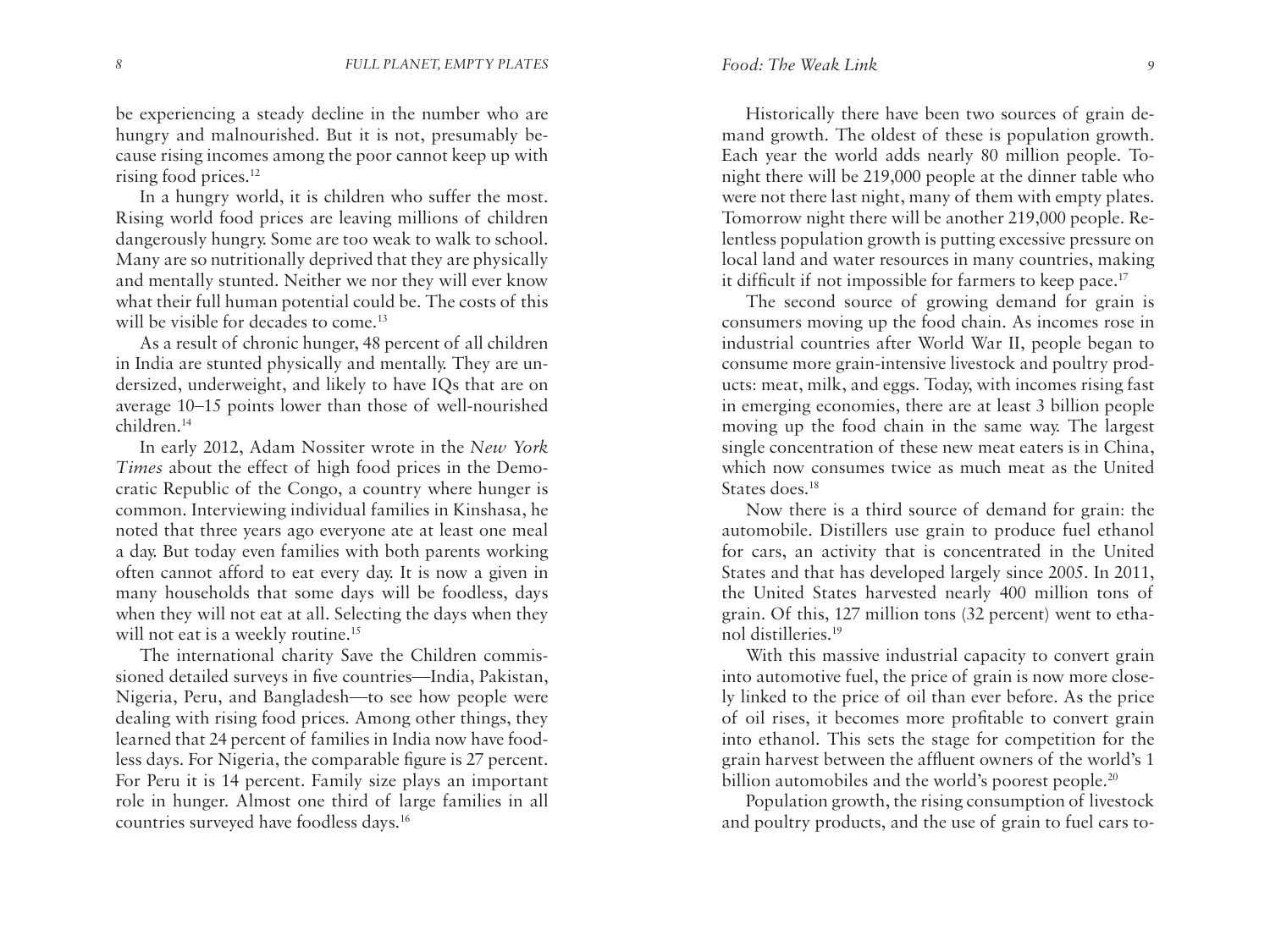be experiencing a steady decline in the number who are hungry and malnourished. But it is not, presumably because rising incomes among the poor cannot keep up with rising food prices.[12]

In a hungry world, it is children who suffer the most. Rising world food prices are leaving millions of children dangerously hungry. Some are too weak to walk to school. Many are so nutritionally deprived that they are physically and mentally stunted. Neither we nor they will ever know what their full human potential could be. The costs of this will be visible for decades to come.[13]

As a result of chronic hunger, 48 percent of all children in India are stunted physically and mentally. They are undersized, underweight, and likely to have IQs that are on average 10–15 points lower than those of well-nourished children.[14]

In early 2012, Adam Nossiter wrote in the *New York Times* about the effect of high food prices in the Democratic Republic of the Congo, a country where hunger is common. Interviewing individual families in Kinshasa, he noted that three years ago everyone ate at least one meal a day. But today even families with both parents working often cannot afford to eat every day. It is now a given in many households that some days will be foodless, days when they will not eat at all. Selecting the days when they will not eat is a weekly routine.[15]

The international charity Save the Children commissioned detailed surveys in five countries—India, Pakistan, Nigeria, Peru, and Bangladesh—to see how people were dealing with rising food prices. Among other things, they learned that 24 percent of families in India now have foodless days. For Nigeria, the comparable figure is 27 percent. For Peru it is 14 percent. Family size plays an important role in hunger. Almost one third of large families in all countries surveyed have foodless days.[16]

Historically there have been two sources of grain demand growth. The oldest of these is population growth. Each year the world adds nearly 80 million people. Tonight there will be 219,000 people at the dinner table who were not there last night, many of them with empty plates. Tomorrow night there will be another 219,000 people. Relentless population growth is putting excessive pressure on local land and water resources in many countries, making it difficult if not impossible for farmers to keep pace.[17]

The second source of growing demand for grain is consumers moving up the food chain. As incomes rose in industrial countries after World War II, people began to consume more grain-intensive livestock and poultry products: meat, milk, and eggs. Today, with incomes rising fast in emerging economies, there are at least 3 billion people moving up the food chain in the same way. The largest single concentration of these new meat eaters is in China, which now consumes twice as much meat as the United States does.[18]

Now there is a third source of demand for grain: the automobile. Distillers use grain to produce fuel ethanol for cars, an activity that is concentrated in the United States and that has developed largely since 2005. In 2011, the United States harvested nearly 400 million tons of grain. Of this, 127 million tons (32 percent) went to ethanol distilleries.[19]

With this massive industrial capacity to convert grain into automotive fuel, the price of grain is now more closely linked to the price of oil than ever before. As the price of oil rises, it becomes more profitable to convert grain into ethanol. This sets the stage for competition for the grain harvest between the affluent owners of the world's 1 billion automobiles and the world's poorest people.[20]

Population growth, the rising consumption of livestock and poultry products, and the use of grain to fuel cars to-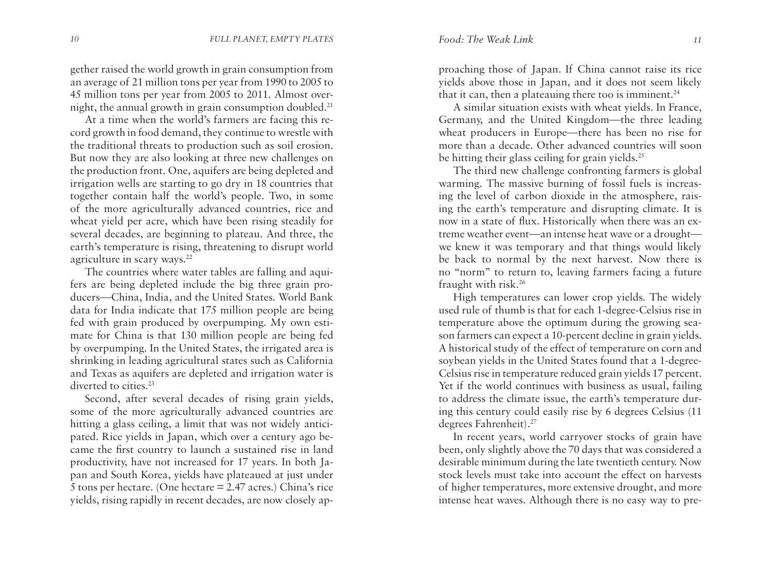gether raised the world growth in grain consumption from an average of 21 million tons per year from 1990 to 2005 to 45 million tons per year from 2005 to 2011. Almost overnight, the annual growth in grain consumption doubled.[21]

At a time when the world's farmers are facing this record growth in food demand, they continue to wrestle with the traditional threats to production such as soil erosion. But now they are also looking at three new challenges on the production front. One, aquifers are being depleted and irrigation wells are starting to go dry in 18 countries that together contain half the world's people. Two, in some of the more agriculturally advanced countries, rice and wheat yield per acre, which have been rising steadily for several decades, are beginning to plateau. And three, the earth's temperature is rising, threatening to disrupt world agriculture in scary ways.[22]

The countries where water tables are falling and aquifers are being depleted include the big three grain producers—China, India, and the United States. World Bank data for India indicate that 175 million people are being fed with grain produced by overpumping. My own estimate for China is that 130 million people are being fed by overpumping. In the United States, the irrigated area is shrinking in leading agricultural states such as California and Texas as aquifers are depleted and irrigation water is diverted to cities.[23]

Second, after several decades of rising grain yields, some of the more agriculturally advanced countries are hitting a glass ceiling, a limit that was not widely anticipated. Rice yields in Japan, which over a century ago became the first country to launch a sustained rise in land productivity, have not increased for 17 years. In both Japan and South Korea, yields have plateaued at just under 5 tons per hectare. (One hectare = 2.47 acres.) China's rice yields, rising rapidly in recent decades, are now closely approaching those of Japan. If China cannot raise its rice yields above those in Japan, and it does not seem likely that it can, then a plateauing there too is imminent.[24]

A similar situation exists with wheat yields. In France, Germany, and the United Kingdom—the three leading wheat producers in Europe—there has been no rise for more than a decade. Other advanced countries will soon be hitting their glass ceiling for grain yields.[25]

The third new challenge confronting farmers is global warming. The massive burning of fossil fuels is increasing the level of carbon dioxide in the atmosphere, raising the earth's temperature and disrupting climate. It is now in a state of flux. Historically when there was an extreme weather event—an intense heat wave or a drought—we knew it was temporary and that things would likely be back to normal by the next harvest. Now there is no "norm" to return to, leaving farmers facing a future fraught with risk.[26]

High temperatures can lower crop yields. The widely used rule of thumb is that for each 1-degree-Celsius rise in temperature above the optimum during the growing season farmers can expect a 10-percent decline in grain yields. A historical study of the effect of temperature on corn and soybean yields in the United States found that a 1-degree-Celsius rise in temperature reduced grain yields 17 percent. Yet if the world continues with business as usual, failing to address the climate issue, the earth's temperature during this century could easily rise by 6 degrees Celsius (11 degrees Fahrenheit).[27]

In recent years, world carryover stocks of grain have been, only slightly above the 70 days that was considered a desirable minimum during the late twentieth century. Now stock levels must take into account the effect on harvests of higher temperatures, more extensive drought, and more intense heat waves. Although there is no easy way to pre-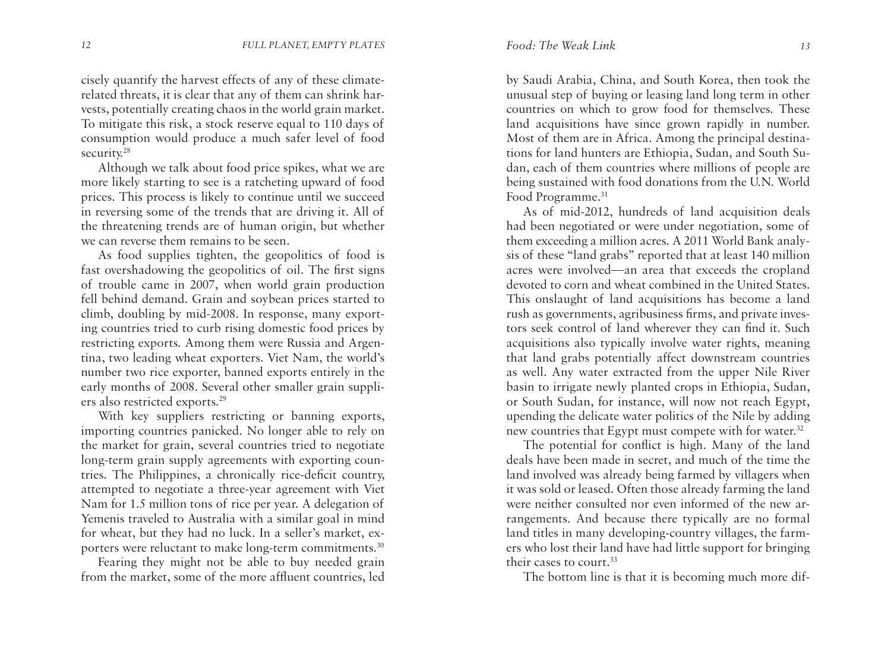cisely quantify the harvest effects of any of these climate-related threats, it is clear that any of them can shrink harvests, potentially creating chaos in the world grain market. To mitigate this risk, a stock reserve equal to 110 days of consumption would produce a much safer level of food security.[28]

Although we talk about food price spikes, what we are more likely starting to see is a ratcheting upward of food prices. This process is likely to continue until we succeed in reversing some of the trends that are driving it. All of the threatening trends are of human origin, but whether we can reverse them remains to be seen.

As food supplies tighten, the geopolitics of food is fast overshadowing the geopolitics of oil. The first signs of trouble came in 2007, when world grain production fell behind demand. Grain and soybean prices started to climb, doubling by mid-2008. In response, many exporting countries tried to curb rising domestic food prices by restricting exports. Among them were Russia and Argentina, two leading wheat exporters. Viet Nam, the world's number two rice exporter, banned exports entirely in the early months of 2008. Several other smaller grain suppliers also restricted exports.[29]

With key suppliers restricting or banning exports, importing countries panicked. No longer able to rely on the market for grain, several countries tried to negotiate long-term grain supply agreements with exporting countries. The Philippines, a chronically rice-deficit country, attempted to negotiate a three-year agreement with Viet Nam for 1.5 million tons of rice per year. A delegation of Yemenis traveled to Australia with a similar goal in mind for wheat, but they had no luck. In a seller's market, exporters were reluctant to make long-term commitments.[30]

Fearing they might not be able to buy needed grain from the market, some of the more affluent countries, led by Saudi Arabia, China, and South Korea, then took the unusual step of buying or leasing land long term in other countries on which to grow food for themselves. These land acquisitions have since grown rapidly in number. Most of them are in Africa. Among the principal destinations for land hunters are Ethiopia, Sudan, and South Sudan, each of them countries where millions of people are being sustained with food donations from the U.N. World Food Programme.[31]

As of mid-2012, hundreds of land acquisition deals had been negotiated or were under negotiation, some of them exceeding a million acres. A 2011 World Bank analysis of these "land grabs" reported that at least 140 million acres were involved—an area that exceeds the cropland devoted to corn and wheat combined in the United States. This onslaught of land acquisitions has become a land rush as governments, agribusiness firms, and private investors seek control of land wherever they can find it. Such acquisitions also typically involve water rights, meaning that land grabs potentially affect downstream countries as well. Any water extracted from the upper Nile River basin to irrigate newly planted crops in Ethiopia, Sudan, or South Sudan, for instance, will now not reach Egypt, upending the delicate water politics of the Nile by adding new countries that Egypt must compete with for water.[32]

The potential for conflict is high. Many of the land deals have been made in secret, and much of the time the land involved was already being farmed by villagers when it was sold or leased. Often those already farming the land were neither consulted nor even informed of the new arrangements. And because there typically are no formal land titles in many developing-country villages, the farmers who lost their land have had little support for bringing their cases to court.[33]

The bottom line is that it is becoming much more dif-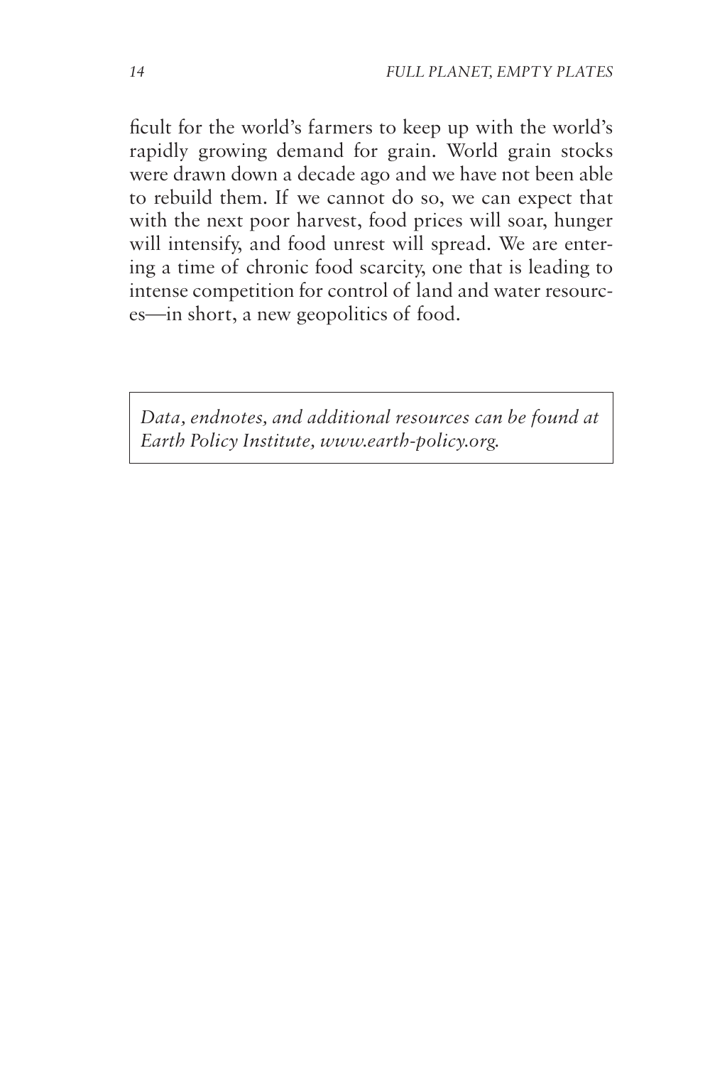ficult for the world's farmers to keep up with the world's rapidly growing demand for grain. World grain stocks were drawn down a decade ago and we have not been able to rebuild them. If we cannot do so, we can expect that with the next poor harvest, food prices will soar, hunger will intensify, and food unrest will spread. We are entering a time of chronic food scarcity, one that is leading to intense competition for control of land and water resources—in short, a new geopolitics of food.

*Data, endnotes, and additional resources can be found at Earth Policy Institute, www.earth-policy.org.*